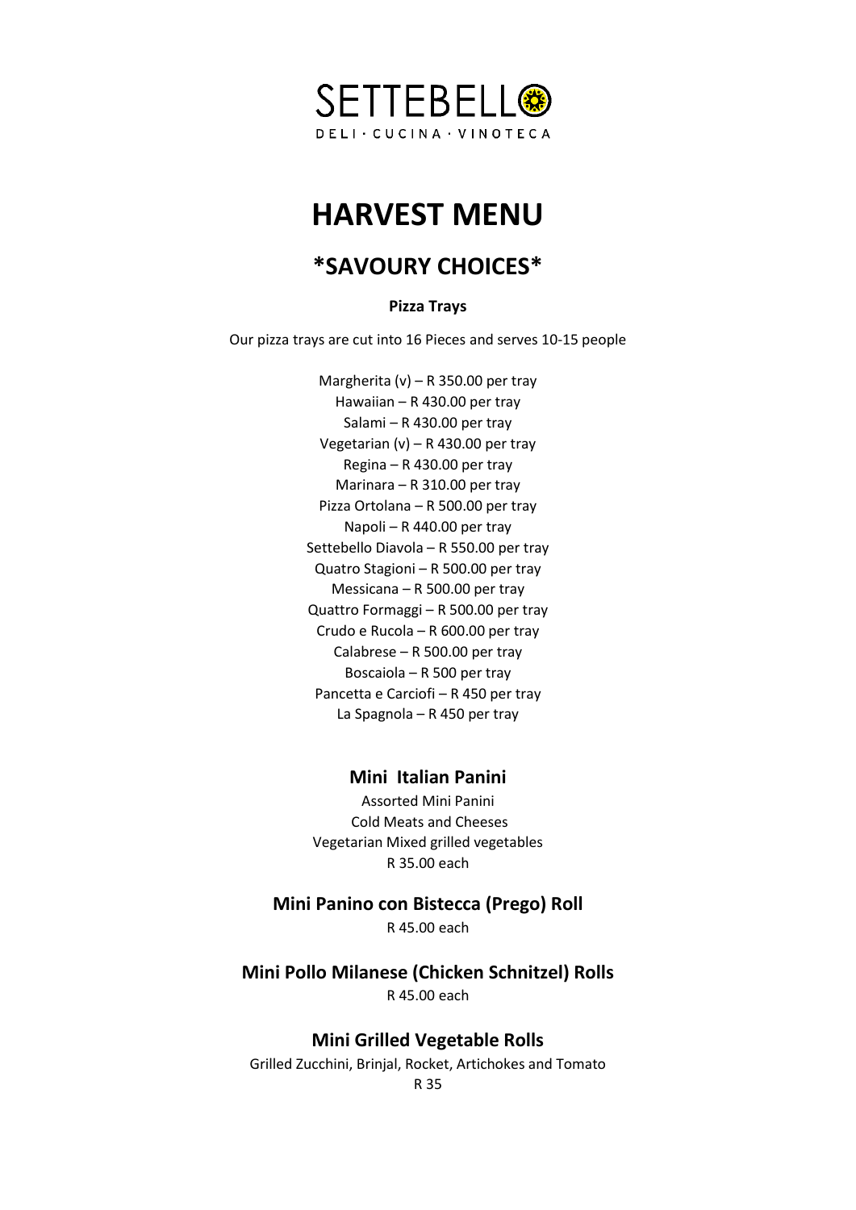SETTEBELLO
DELI · CUCINA · VINOTECA

# HARVEST MENU

## *SAVOURY CHOICES*

**Pizza Trays**

Our pizza trays are cut into 16 Pieces and serves 10-15 people

Margherita (v) – R 350.00 per tray
Hawaiian – R 430.00 per tray
Salami – R 430.00 per tray
Vegetarian (v) – R 430.00 per tray
Regina – R 430.00 per tray
Marinara – R 310.00 per tray
Pizza Ortolana – R 500.00 per tray
Napoli – R 440.00 per tray
Settebello Diavola – R 550.00 per tray
Quatro Stagioni – R 500.00 per tray
Messicana – R 500.00 per tray
Quattro Formaggi – R 500.00 per tray
Crudo e Rucola – R 600.00 per tray
Calabrese – R 500.00 per tray
Boscaiola – R 500 per tray
Pancetta e Carciofi – R 450 per tray
La Spagnola – R 450 per tray

### Mini Italian Panini

Assorted Mini Panini
Cold Meats and Cheeses
Vegetarian Mixed grilled vegetables
R 35.00 each

### Mini Panino con Bistecca (Prego) Roll

R 45.00 each

### Mini Pollo Milanese (Chicken Schnitzel) Rolls

R 45.00 each

### Mini Grilled Vegetable Rolls

Grilled Zucchini, Brinjal, Rocket, Artichokes and Tomato
R 35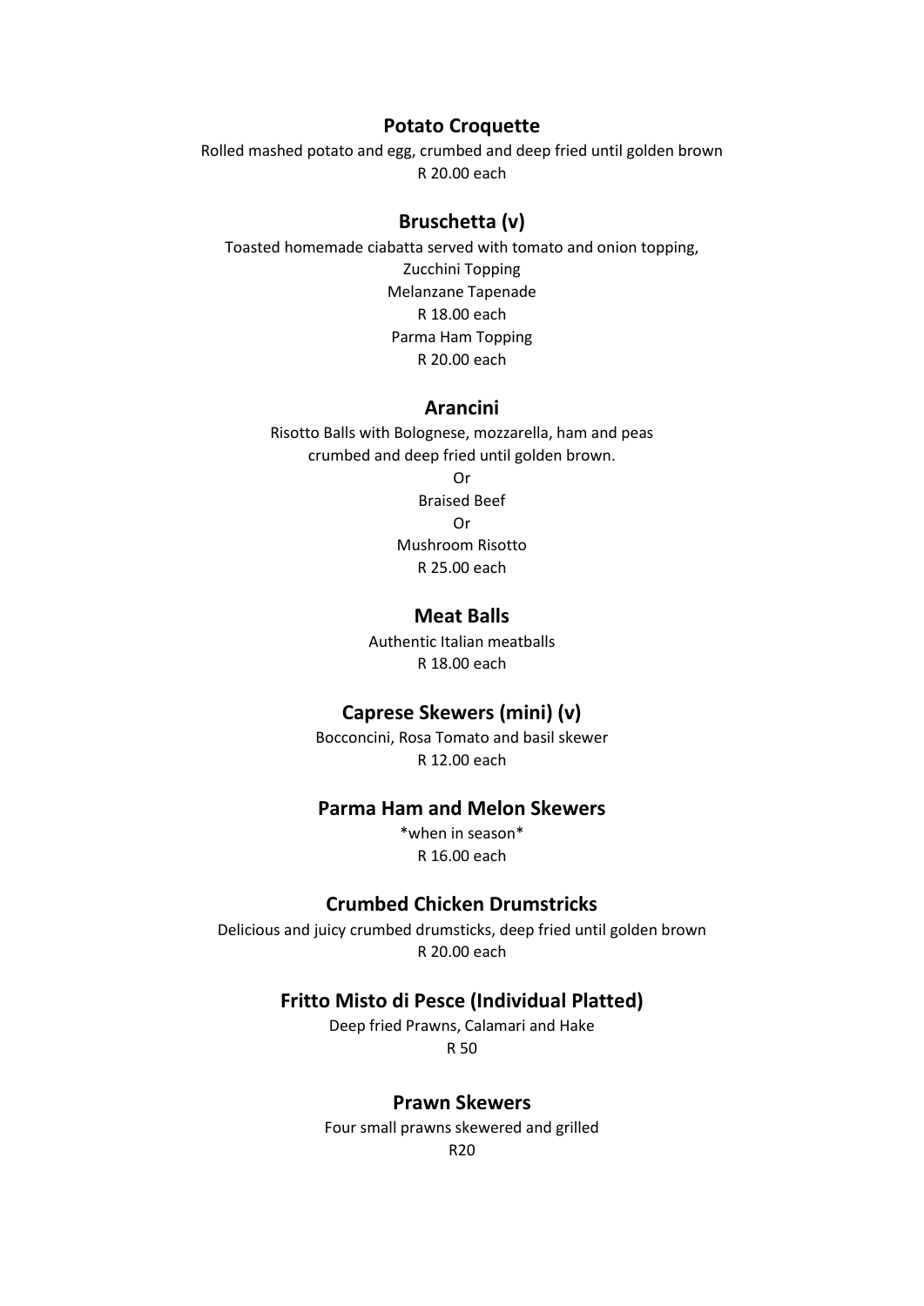### Potato Croquette

Rolled mashed potato and egg, crumbed and deep fried until golden brown

R 20.00 each

### Bruschetta (v)

Toasted homemade ciabatta served with tomato and onion topping,

Zucchini Topping

Melanzane Tapenade

R 18.00 each

Parma Ham Topping

R 20.00 each

### Arancini

Risotto Balls with Bolognese, mozzarella, ham and peas

crumbed and deep fried until golden brown.

Or

Braised Beef

Or

Mushroom Risotto

R 25.00 each

### Meat Balls

Authentic Italian meatballs

R 18.00 each

### Caprese Skewers (mini) (v)

Bocconcini, Rosa Tomato and basil skewer

R 12.00 each

### Parma Ham and Melon Skewers

*when in season*

R 16.00 each

### Crumbed Chicken Drumstricks

Delicious and juicy crumbed drumsticks, deep fried until golden brown

R 20.00 each

### Fritto Misto di Pesce (Individual Platted)

Deep fried Prawns, Calamari and Hake

R 50

### Prawn Skewers

Four small prawns skewered and grilled

R20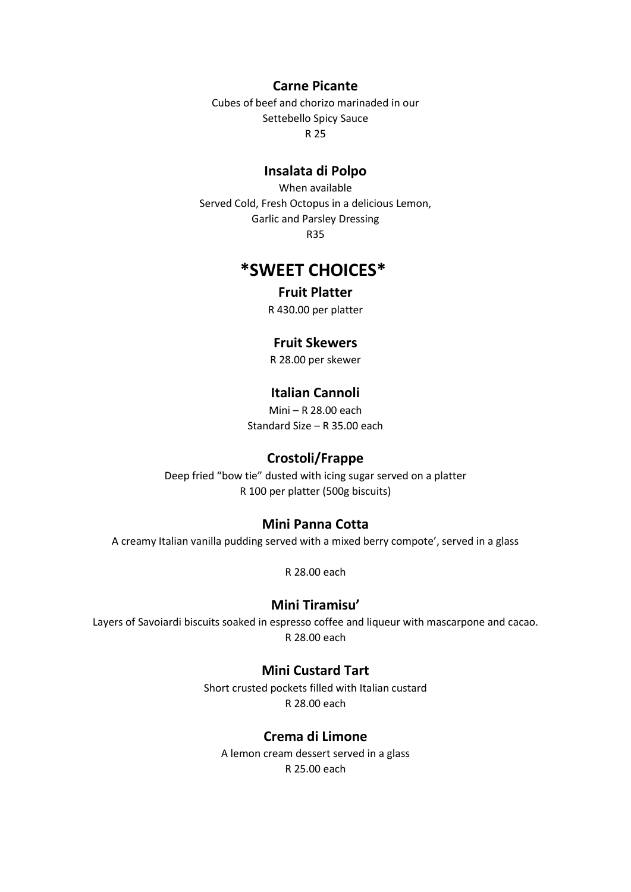### Carne Picante

Cubes of beef and chorizo marinaded in our
Settebello Spicy Sauce
R 25

### Insalata di Polpo

When available
Served Cold, Fresh Octopus in a delicious Lemon,
Garlic and Parsley Dressing
R35

# *SWEET CHOICES*

### Fruit Platter

R 430.00 per platter

### Fruit Skewers

R 28.00 per skewer

### Italian Cannoli

Mini – R 28.00 each
Standard Size – R 35.00 each

### Crostoli/Frappe

Deep fried "bow tie" dusted with icing sugar served on a platter
R 100 per platter (500g biscuits)

### Mini Panna Cotta

A creamy Italian vanilla pudding served with a mixed berry compote', served in a glass

R 28.00 each

### Mini Tiramisu'

Layers of Savoiardi biscuits soaked in espresso coffee and liqueur with mascarpone and cacao.
R 28.00 each

### Mini Custard Tart

Short crusted pockets filled with Italian custard
R 28.00 each

### Crema di Limone

A lemon cream dessert served in a glass
R 25.00 each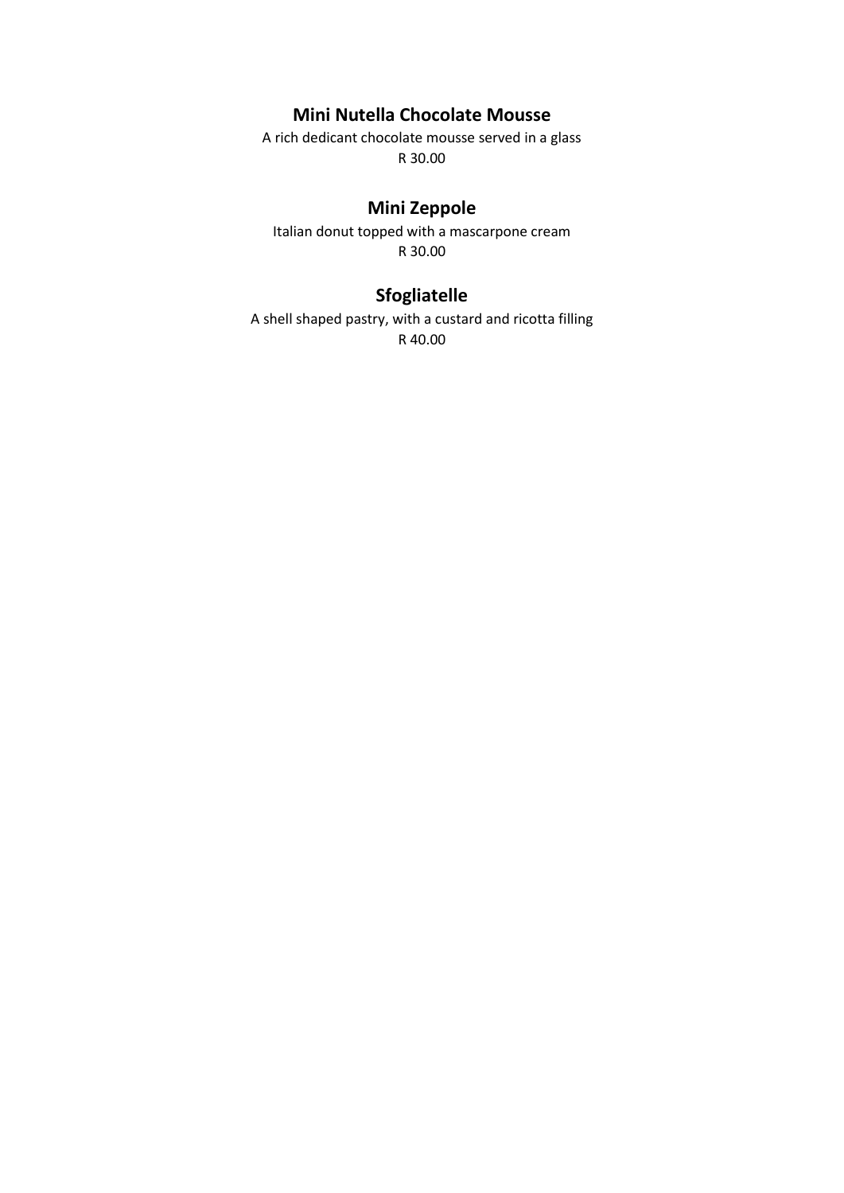## Mini Nutella Chocolate Mousse

A rich dedicant chocolate mousse served in a glass
R 30.00

## Mini Zeppole

Italian donut topped with a mascarpone cream
R 30.00

## Sfogliatelle

A shell shaped pastry, with a custard and ricotta filling
R 40.00